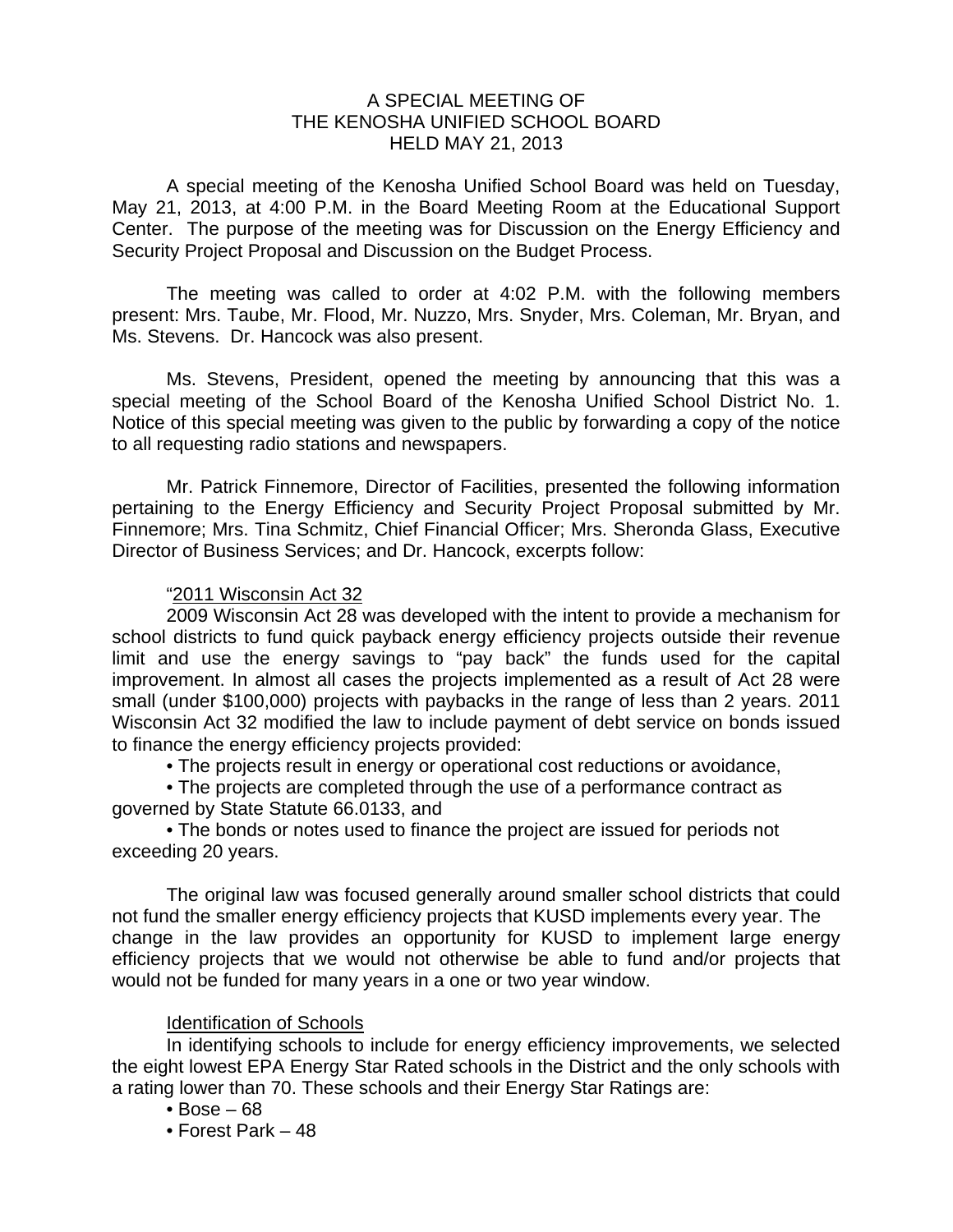# A SPECIAL MEETING OF THE KENOSHA UNIFIED SCHOOL BOARD HELD MAY 21, 2013

A special meeting of the Kenosha Unified School Board was held on Tuesday, May 21, 2013, at 4:00 P.M. in the Board Meeting Room at the Educational Support Center. The purpose of the meeting was for Discussion on the Energy Efficiency and Security Project Proposal and Discussion on the Budget Process.

The meeting was called to order at 4:02 P.M. with the following members present: Mrs. Taube, Mr. Flood, Mr. Nuzzo, Mrs. Snyder, Mrs. Coleman, Mr. Bryan, and Ms. Stevens. Dr. Hancock was also present.

Ms. Stevens, President, opened the meeting by announcing that this was a special meeting of the School Board of the Kenosha Unified School District No. 1. Notice of this special meeting was given to the public by forwarding a copy of the notice to all requesting radio stations and newspapers.

Mr. Patrick Finnemore, Director of Facilities, presented the following information pertaining to the Energy Efficiency and Security Project Proposal submitted by Mr. Finnemore; Mrs. Tina Schmitz, Chief Financial Officer; Mrs. Sheronda Glass, Executive Director of Business Services; and Dr. Hancock, excerpts follow:

"2011 Wisconsin Act 32

2009 Wisconsin Act 28 was developed with the intent to provide a mechanism for school districts to fund quick payback energy efficiency projects outside their revenue limit and use the energy savings to "pay back" the funds used for the capital improvement. In almost all cases the projects implemented as a result of Act 28 were small (under $100,000) projects with paybacks in the range of less than 2 years. 2011 Wisconsin Act 32 modified the law to include payment of debt service on bonds issued to finance the energy efficiency projects provided:

- The projects result in energy or operational cost reductions or avoidance,
- The projects are completed through the use of a performance contract as governed by State Statute 66.0133, and
- The bonds or notes used to finance the project are issued for periods not exceeding 20 years.

The original law was focused generally around smaller school districts that could not fund the smaller energy efficiency projects that KUSD implements every year. The change in the law provides an opportunity for KUSD to implement large energy efficiency projects that we would not otherwise be able to fund and/or projects that would not be funded for many years in a one or two year window.

Identification of Schools

In identifying schools to include for energy efficiency improvements, we selected the eight lowest EPA Energy Star Rated schools in the District and the only schools with a rating lower than 70. These schools and their Energy Star Ratings are:

- Bose – 68
- Forest Park – 48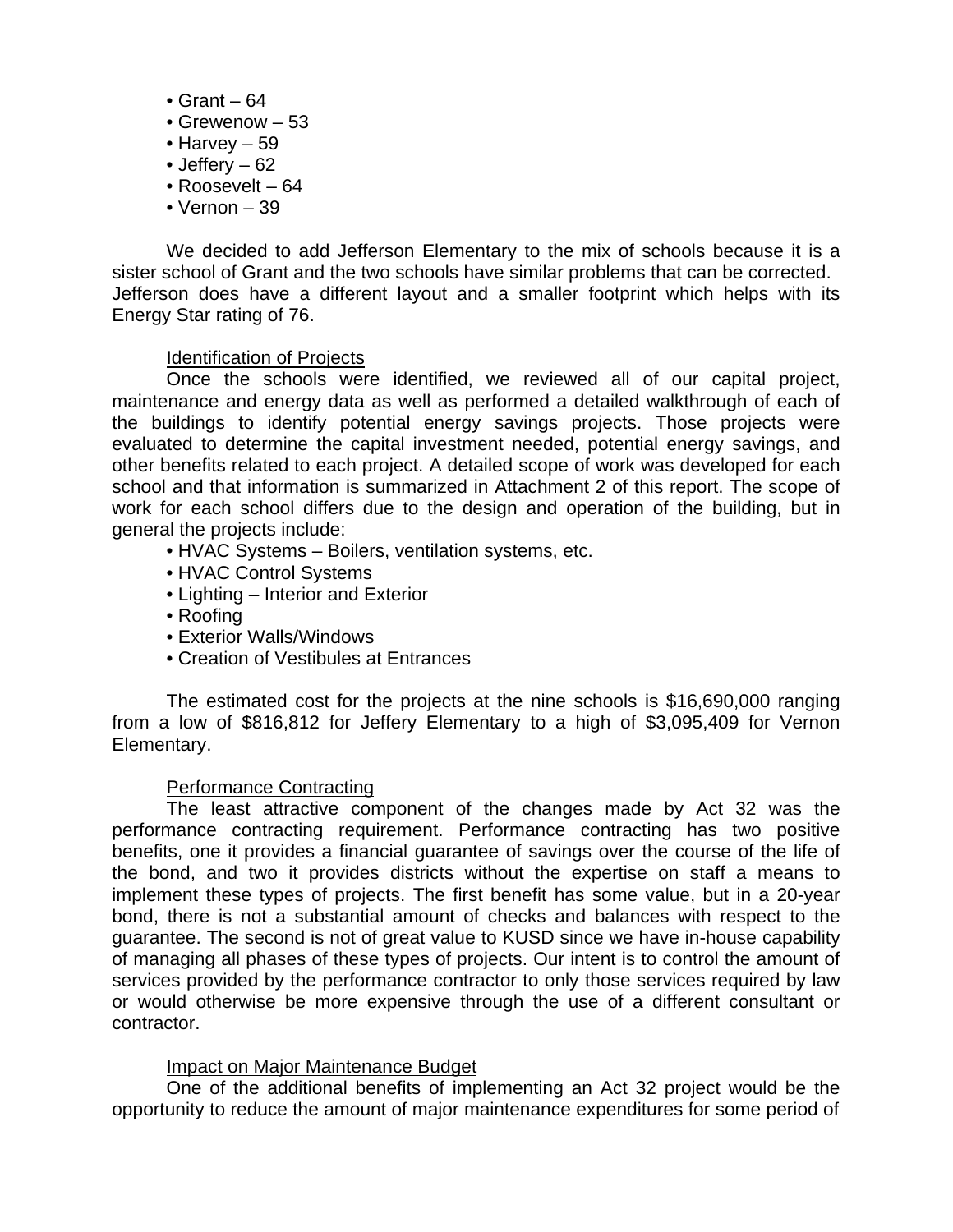- Grant – 64
- Grewenow – 53
- Harvey – 59
- Jeffery – 62
- Roosevelt – 64
- Vernon – 39

We decided to add Jefferson Elementary to the mix of schools because it is a sister school of Grant and the two schools have similar problems that can be corrected. Jefferson does have a different layout and a smaller footprint which helps with its Energy Star rating of 76.

<u>Identification of Projects</u>

Once the schools were identified, we reviewed all of our capital project, maintenance and energy data as well as performed a detailed walkthrough of each of the buildings to identify potential energy savings projects. Those projects were evaluated to determine the capital investment needed, potential energy savings, and other benefits related to each project. A detailed scope of work was developed for each school and that information is summarized in Attachment 2 of this report. The scope of work for each school differs due to the design and operation of the building, but in general the projects include:

- HVAC Systems – Boilers, ventilation systems, etc.
- HVAC Control Systems
- Lighting – Interior and Exterior
- Roofing
- Exterior Walls/Windows
- Creation of Vestibules at Entrances

The estimated cost for the projects at the nine schools is $16,690,000 ranging from a low of $816,812 for Jeffery Elementary to a high of $3,095,409 for Vernon Elementary.

<u>Performance Contracting</u>

The least attractive component of the changes made by Act 32 was the performance contracting requirement. Performance contracting has two positive benefits, one it provides a financial guarantee of savings over the course of the life of the bond, and two it provides districts without the expertise on staff a means to implement these types of projects. The first benefit has some value, but in a 20-year bond, there is not a substantial amount of checks and balances with respect to the guarantee. The second is not of great value to KUSD since we have in-house capability of managing all phases of these types of projects. Our intent is to control the amount of services provided by the performance contractor to only those services required by law or would otherwise be more expensive through the use of a different consultant or contractor.

<u>Impact on Major Maintenance Budget</u>

One of the additional benefits of implementing an Act 32 project would be the opportunity to reduce the amount of major maintenance expenditures for some period of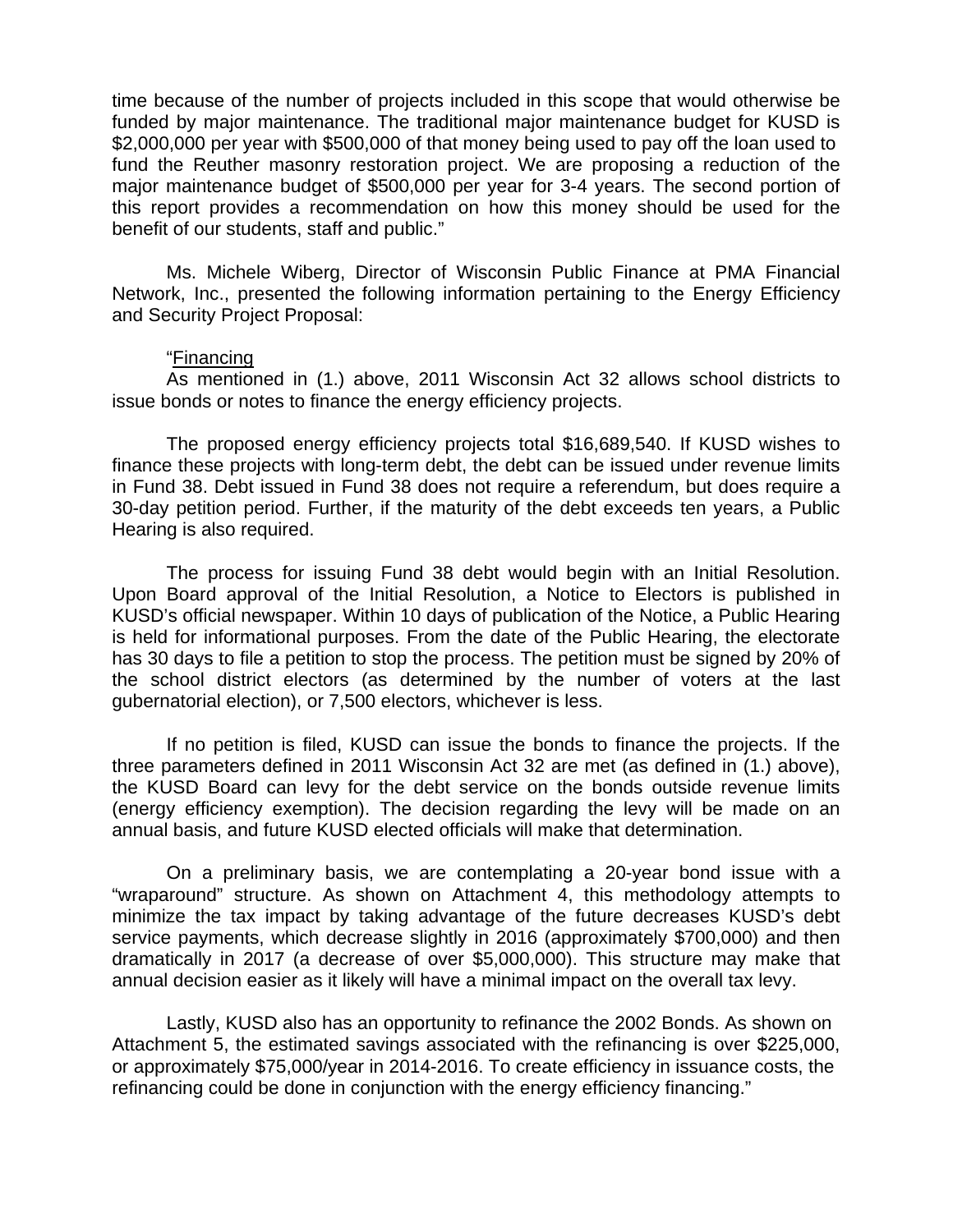time because of the number of projects included in this scope that would otherwise be funded by major maintenance. The traditional major maintenance budget for KUSD is $2,000,000 per year with $500,000 of that money being used to pay off the loan used to fund the Reuther masonry restoration project. We are proposing a reduction of the major maintenance budget of $500,000 per year for 3-4 years. The second portion of this report provides a recommendation on how this money should be used for the benefit of our students, staff and public."

Ms. Michele Wiberg, Director of Wisconsin Public Finance at PMA Financial Network, Inc., presented the following information pertaining to the Energy Efficiency and Security Project Proposal:

"<u>Financing</u>

As mentioned in (1.) above, 2011 Wisconsin Act 32 allows school districts to issue bonds or notes to finance the energy efficiency projects.

The proposed energy efficiency projects total $16,689,540. If KUSD wishes to finance these projects with long-term debt, the debt can be issued under revenue limits in Fund 38. Debt issued in Fund 38 does not require a referendum, but does require a 30-day petition period. Further, if the maturity of the debt exceeds ten years, a Public Hearing is also required.

The process for issuing Fund 38 debt would begin with an Initial Resolution. Upon Board approval of the Initial Resolution, a Notice to Electors is published in KUSD's official newspaper. Within 10 days of publication of the Notice, a Public Hearing is held for informational purposes. From the date of the Public Hearing, the electorate has 30 days to file a petition to stop the process. The petition must be signed by 20% of the school district electors (as determined by the number of voters at the last gubernatorial election), or 7,500 electors, whichever is less.

If no petition is filed, KUSD can issue the bonds to finance the projects. If the three parameters defined in 2011 Wisconsin Act 32 are met (as defined in (1.) above), the KUSD Board can levy for the debt service on the bonds outside revenue limits (energy efficiency exemption). The decision regarding the levy will be made on an annual basis, and future KUSD elected officials will make that determination.

On a preliminary basis, we are contemplating a 20-year bond issue with a "wraparound" structure. As shown on Attachment 4, this methodology attempts to minimize the tax impact by taking advantage of the future decreases KUSD's debt service payments, which decrease slightly in 2016 (approximately $700,000) and then dramatically in 2017 (a decrease of over $5,000,000). This structure may make that annual decision easier as it likely will have a minimal impact on the overall tax levy.

Lastly, KUSD also has an opportunity to refinance the 2002 Bonds. As shown on Attachment 5, the estimated savings associated with the refinancing is over $225,000, or approximately $75,000/year in 2014-2016. To create efficiency in issuance costs, the refinancing could be done in conjunction with the energy efficiency financing."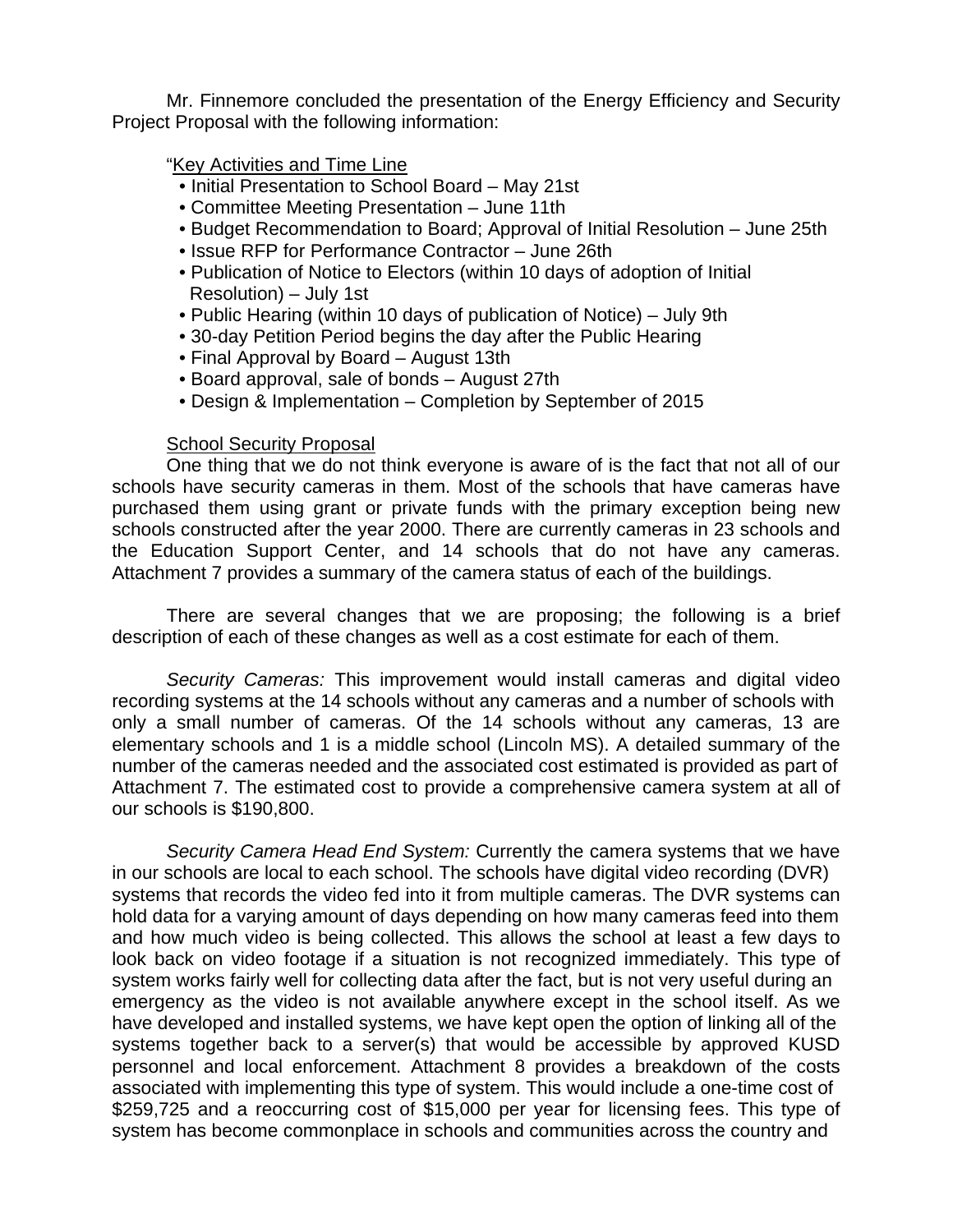Mr. Finnemore concluded the presentation of the Energy Efficiency and Security Project Proposal with the following information:

"Key Activities and Time Line

- Initial Presentation to School Board – May 21st
- Committee Meeting Presentation – June 11th
- Budget Recommendation to Board; Approval of Initial Resolution – June 25th
- Issue RFP for Performance Contractor – June 26th
- Publication of Notice to Electors (within 10 days of adoption of Initial Resolution) – July 1st
- Public Hearing (within 10 days of publication of Notice) – July 9th
- 30-day Petition Period begins the day after the Public Hearing
- Final Approval by Board – August 13th
- Board approval, sale of bonds – August 27th
- Design & Implementation – Completion by September of 2015

School Security Proposal

One thing that we do not think everyone is aware of is the fact that not all of our schools have security cameras in them. Most of the schools that have cameras have purchased them using grant or private funds with the primary exception being new schools constructed after the year 2000. There are currently cameras in 23 schools and the Education Support Center, and 14 schools that do not have any cameras. Attachment 7 provides a summary of the camera status of each of the buildings.

There are several changes that we are proposing; the following is a brief description of each of these changes as well as a cost estimate for each of them.

*Security Cameras:* This improvement would install cameras and digital video recording systems at the 14 schools without any cameras and a number of schools with only a small number of cameras. Of the 14 schools without any cameras, 13 are elementary schools and 1 is a middle school (Lincoln MS). A detailed summary of the number of the cameras needed and the associated cost estimated is provided as part of Attachment 7. The estimated cost to provide a comprehensive camera system at all of our schools is $190,800.

*Security Camera Head End System:* Currently the camera systems that we have in our schools are local to each school. The schools have digital video recording (DVR) systems that records the video fed into it from multiple cameras. The DVR systems can hold data for a varying amount of days depending on how many cameras feed into them and how much video is being collected. This allows the school at least a few days to look back on video footage if a situation is not recognized immediately. This type of system works fairly well for collecting data after the fact, but is not very useful during an emergency as the video is not available anywhere except in the school itself. As we have developed and installed systems, we have kept open the option of linking all of the systems together back to a server(s) that would be accessible by approved KUSD personnel and local enforcement. Attachment 8 provides a breakdown of the costs associated with implementing this type of system. This would include a one-time cost of $259,725 and a reoccurring cost of $15,000 per year for licensing fees. This type of system has become commonplace in schools and communities across the country and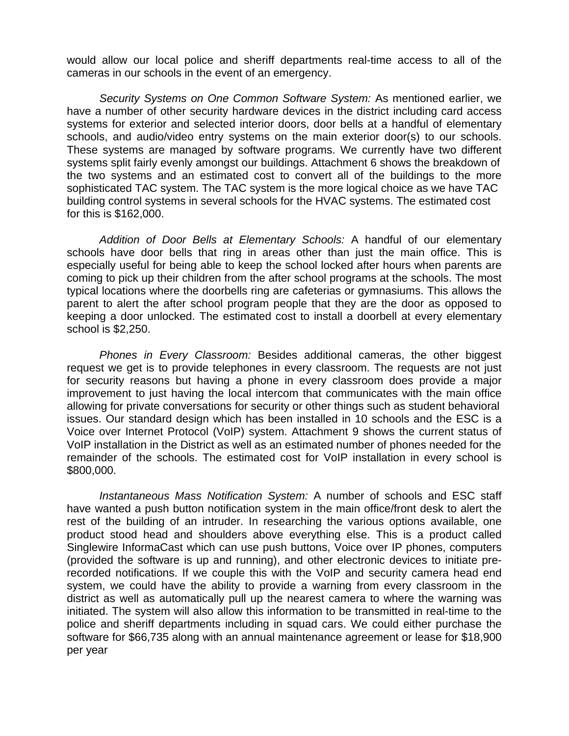would allow our local police and sheriff departments real-time access to all of the cameras in our schools in the event of an emergency.

*Security Systems on One Common Software System:* As mentioned earlier, we have a number of other security hardware devices in the district including card access systems for exterior and selected interior doors, door bells at a handful of elementary schools, and audio/video entry systems on the main exterior door(s) to our schools. These systems are managed by software programs. We currently have two different systems split fairly evenly amongst our buildings. Attachment 6 shows the breakdown of the two systems and an estimated cost to convert all of the buildings to the more sophisticated TAC system. The TAC system is the more logical choice as we have TAC building control systems in several schools for the HVAC systems. The estimated cost for this is $162,000.

*Addition of Door Bells at Elementary Schools:* A handful of our elementary schools have door bells that ring in areas other than just the main office. This is especially useful for being able to keep the school locked after hours when parents are coming to pick up their children from the after school programs at the schools. The most typical locations where the doorbells ring are cafeterias or gymnasiums. This allows the parent to alert the after school program people that they are the door as opposed to keeping a door unlocked. The estimated cost to install a doorbell at every elementary school is $2,250.

*Phones in Every Classroom:* Besides additional cameras, the other biggest request we get is to provide telephones in every classroom. The requests are not just for security reasons but having a phone in every classroom does provide a major improvement to just having the local intercom that communicates with the main office allowing for private conversations for security or other things such as student behavioral issues. Our standard design which has been installed in 10 schools and the ESC is a Voice over Internet Protocol (VoIP) system. Attachment 9 shows the current status of VoIP installation in the District as well as an estimated number of phones needed for the remainder of the schools. The estimated cost for VoIP installation in every school is $800,000.

*Instantaneous Mass Notification System:* A number of schools and ESC staff have wanted a push button notification system in the main office/front desk to alert the rest of the building of an intruder. In researching the various options available, one product stood head and shoulders above everything else. This is a product called Singlewire InformaCast which can use push buttons, Voice over IP phones, computers (provided the software is up and running), and other electronic devices to initiate pre-recorded notifications. If we couple this with the VoIP and security camera head end system, we could have the ability to provide a warning from every classroom in the district as well as automatically pull up the nearest camera to where the warning was initiated. The system will also allow this information to be transmitted in real-time to the police and sheriff departments including in squad cars. We could either purchase the software for $66,735 along with an annual maintenance agreement or lease for $18,900 per year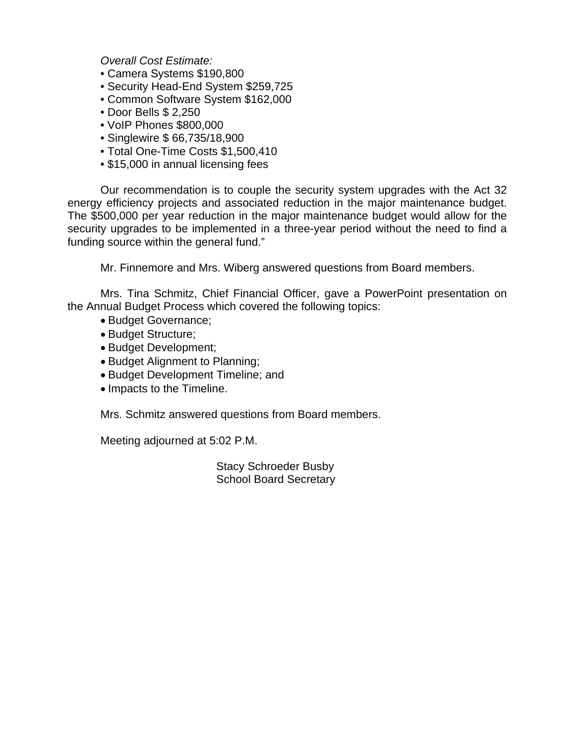*Overall Cost Estimate:*

- Camera Systems $190,800
- Security Head-End System $259,725
- Common Software System $162,000
- Door Bells $ 2,250
- VoIP Phones $800,000
- Singlewire $ 66,735/18,900
- Total One-Time Costs $1,500,410
- $15,000 in annual licensing fees

Our recommendation is to couple the security system upgrades with the Act 32 energy efficiency projects and associated reduction in the major maintenance budget. The $500,000 per year reduction in the major maintenance budget would allow for the security upgrades to be implemented in a three-year period without the need to find a funding source within the general fund."

Mr. Finnemore and Mrs. Wiberg answered questions from Board members.

Mrs. Tina Schmitz, Chief Financial Officer, gave a PowerPoint presentation on the Annual Budget Process which covered the following topics:

- Budget Governance;
- Budget Structure;
- Budget Development;
- Budget Alignment to Planning;
- Budget Development Timeline; and
- Impacts to the Timeline.

Mrs. Schmitz answered questions from Board members.

Meeting adjourned at 5:02 P.M.

Stacy Schroeder Busby
School Board Secretary